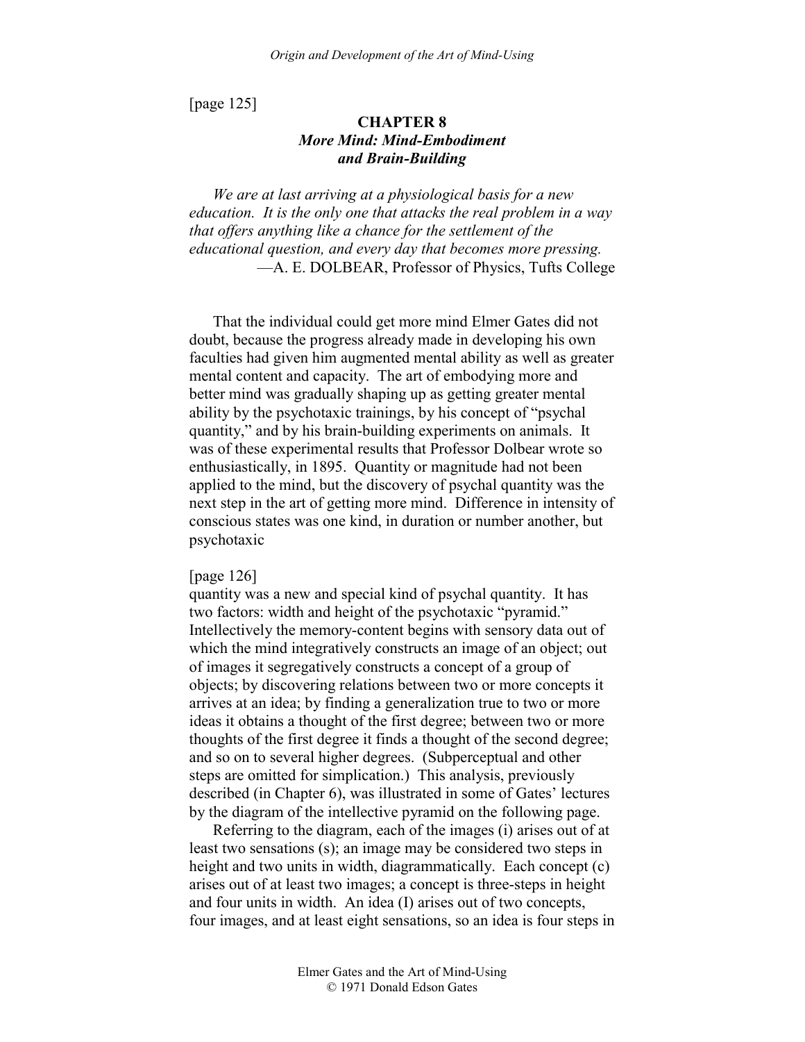[page 125]

# CHAPTER 8
## *More Mind: Mind-Embodiment and Brain-Building*

*We are at last arriving at a physiological basis for a new education. It is the only one that attacks the real problem in a way that offers anything like a chance for the settlement of the educational question, and every day that becomes more pressing.*
—A. E. DOLBEAR, Professor of Physics, Tufts College

That the individual could get more mind Elmer Gates did not doubt, because the progress already made in developing his own faculties had given him augmented mental ability as well as greater mental content and capacity. The art of embodying more and better mind was gradually shaping up as getting greater mental ability by the psychotaxic trainings, by his concept of "psychal quantity," and by his brain-building experiments on animals. It was of these experimental results that Professor Dolbear wrote so enthusiastically, in 1895. Quantity or magnitude had not been applied to the mind, but the discovery of psychal quantity was the next step in the art of getting more mind. Difference in intensity of conscious states was one kind, in duration or number another, but psychotaxic

[page 126]

quantity was a new and special kind of psychal quantity. It has two factors: width and height of the psychotaxic "pyramid." Intellectively the memory-content begins with sensory data out of which the mind integratively constructs an image of an object; out of images it segregatively constructs a concept of a group of objects; by discovering relations between two or more concepts it arrives at an idea; by finding a generalization true to two or more ideas it obtains a thought of the first degree; between two or more thoughts of the first degree it finds a thought of the second degree; and so on to several higher degrees. (Subperceptual and other steps are omitted for simplication.) This analysis, previously described (in Chapter 6), was illustrated in some of Gates' lectures by the diagram of the intellective pyramid on the following page.

Referring to the diagram, each of the images (i) arises out of at least two sensations (s); an image may be considered two steps in height and two units in width, diagrammatically. Each concept (c) arises out of at least two images; a concept is three-steps in height and four units in width. An idea (I) arises out of two concepts, four images, and at least eight sensations, so an idea is four steps in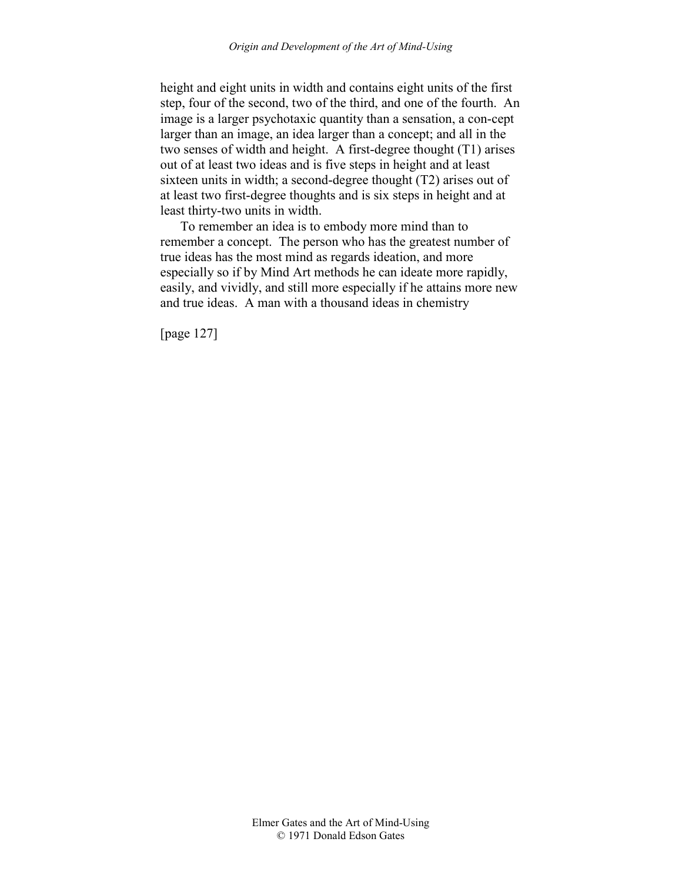height and eight units in width and contains eight units of the first step, four of the second, two of the third, and one of the fourth. An image is a larger psychotaxic quantity than a sensation, a concept larger than an image, an idea larger than a concept; and all in the two senses of width and height. A first-degree thought (T1) arises out of at least two ideas and is five steps in height and at least sixteen units in width; a second-degree thought (T2) arises out of at least two first-degree thoughts and is six steps in height and at least thirty-two units in width.

To remember an idea is to embody more mind than to remember a concept. The person who has the greatest number of true ideas has the most mind as regards ideation, and more especially so if by Mind Art methods he can ideate more rapidly, easily, and vividly, and still more especially if he attains more new and true ideas. A man with a thousand ideas in chemistry

[page 127]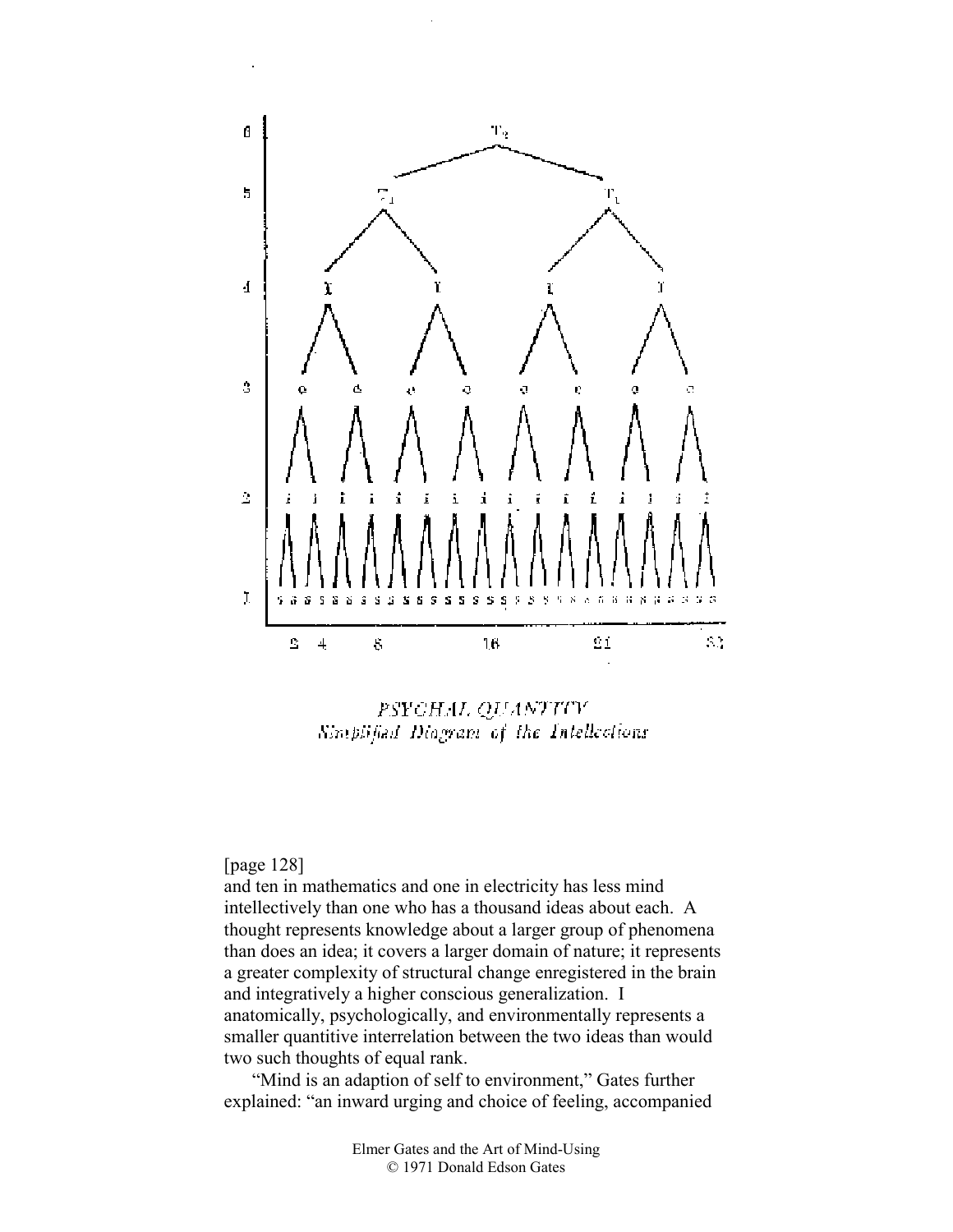*PSYCHAL QUANTITY*
*Simplified Diagram of the Intellections*

[page 128]

and ten in mathematics and one in electricity has less mind intellectively than one who has a thousand ideas about each. A thought represents knowledge about a larger group of phenomena than does an idea; it covers a larger domain of nature; it represents a greater complexity of structural change enregistered in the brain and integratively a higher conscious generalization. I anatomically, psychologically, and environmentally represents a smaller quantitive interrelation between the two ideas than would two such thoughts of equal rank.

"Mind is an adaption of self to environment," Gates further explained: "an inward urging and choice of feeling, accompanied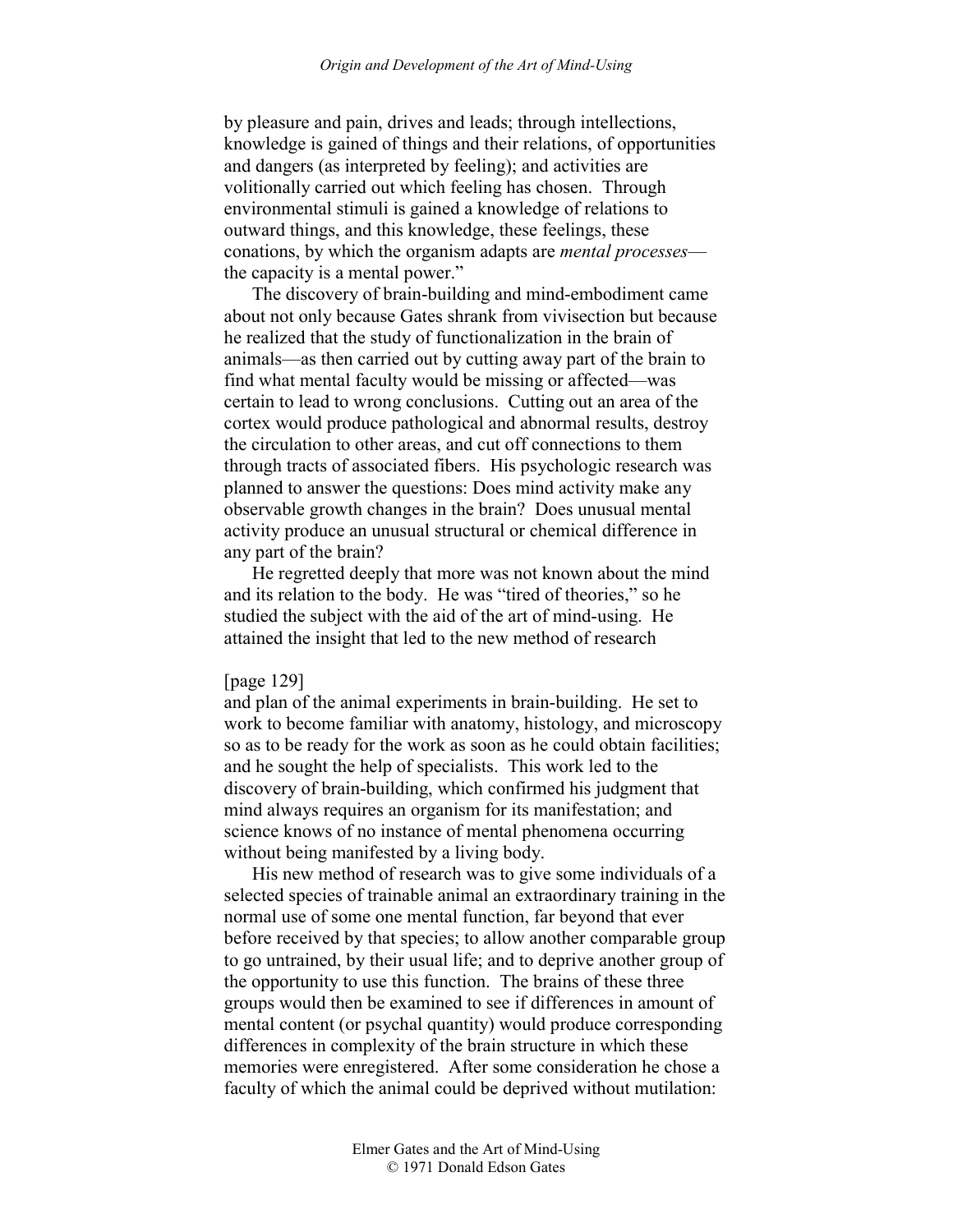by pleasure and pain, drives and leads; through intellections, knowledge is gained of things and their relations, of opportunities and dangers (as interpreted by feeling); and activities are volitionally carried out which feeling has chosen. Through environmental stimuli is gained a knowledge of relations to outward things, and this knowledge, these feelings, these conations, by which the organism adapts are *mental processes*—the capacity is a mental power."

The discovery of brain-building and mind-embodiment came about not only because Gates shrank from vivisection but because he realized that the study of functionalization in the brain of animals—as then carried out by cutting away part of the brain to find what mental faculty would be missing or affected—was certain to lead to wrong conclusions. Cutting out an area of the cortex would produce pathological and abnormal results, destroy the circulation to other areas, and cut off connections to them through tracts of associated fibers. His psychologic research was planned to answer the questions: Does mind activity make any observable growth changes in the brain? Does unusual mental activity produce an unusual structural or chemical difference in any part of the brain?

He regretted deeply that more was not known about the mind and its relation to the body. He was "tired of theories," so he studied the subject with the aid of the art of mind-using. He attained the insight that led to the new method of research

[page 129]

and plan of the animal experiments in brain-building. He set to work to become familiar with anatomy, histology, and microscopy so as to be ready for the work as soon as he could obtain facilities; and he sought the help of specialists. This work led to the discovery of brain-building, which confirmed his judgment that mind always requires an organism for its manifestation; and science knows of no instance of mental phenomena occurring without being manifested by a living body.

His new method of research was to give some individuals of a selected species of trainable animal an extraordinary training in the normal use of some one mental function, far beyond that ever before received by that species; to allow another comparable group to go untrained, by their usual life; and to deprive another group of the opportunity to use this function. The brains of these three groups would then be examined to see if differences in amount of mental content (or psychal quantity) would produce corresponding differences in complexity of the brain structure in which these memories were enregistered. After some consideration he chose a faculty of which the animal could be deprived without mutilation: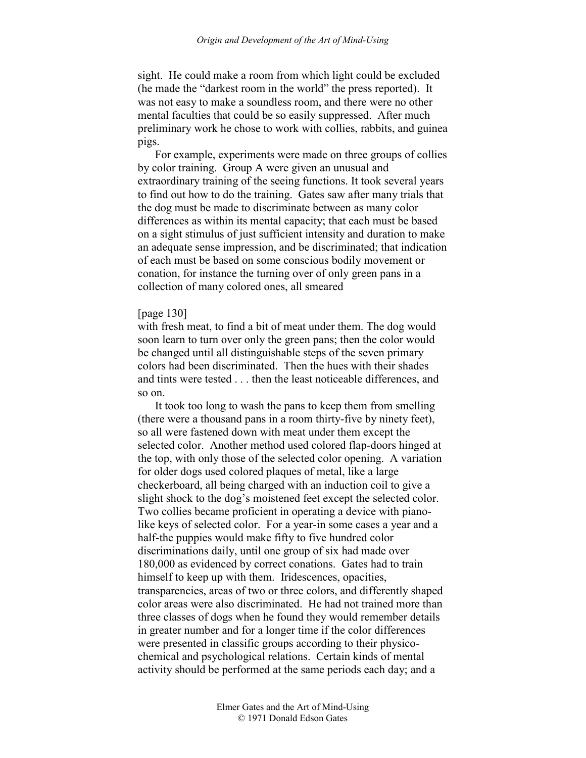sight. He could make a room from which light could be excluded (he made the "darkest room in the world" the press reported). It was not easy to make a soundless room, and there were no other mental faculties that could be so easily suppressed. After much preliminary work he chose to work with collies, rabbits, and guinea pigs.

For example, experiments were made on three groups of collies by color training. Group A were given an unusual and extraordinary training of the seeing functions. It took several years to find out how to do the training. Gates saw after many trials that the dog must be made to discriminate between as many color differences as within its mental capacity; that each must be based on a sight stimulus of just sufficient intensity and duration to make an adequate sense impression, and be discriminated; that indication of each must be based on some conscious bodily movement or conation, for instance the turning over of only green pans in a collection of many colored ones, all smeared

[page 130]

with fresh meat, to find a bit of meat under them. The dog would soon learn to turn over only the green pans; then the color would be changed until all distinguishable steps of the seven primary colors had been discriminated. Then the hues with their shades and tints were tested . . . then the least noticeable differences, and so on.

It took too long to wash the pans to keep them from smelling (there were a thousand pans in a room thirty-five by ninety feet), so all were fastened down with meat under them except the selected color. Another method used colored flap-doors hinged at the top, with only those of the selected color opening. A variation for older dogs used colored plaques of metal, like a large checkerboard, all being charged with an induction coil to give a slight shock to the dog's moistened feet except the selected color. Two collies became proficient in operating a device with piano-like keys of selected color. For a year-in some cases a year and a half-the puppies would make fifty to five hundred color discriminations daily, until one group of six had made over 180,000 as evidenced by correct conations. Gates had to train himself to keep up with them. Iridescences, opacities, transparencies, areas of two or three colors, and differently shaped color areas were also discriminated. He had not trained more than three classes of dogs when he found they would remember details in greater number and for a longer time if the color differences were presented in classific groups according to their physico-chemical and psychological relations. Certain kinds of mental activity should be performed at the same periods each day; and a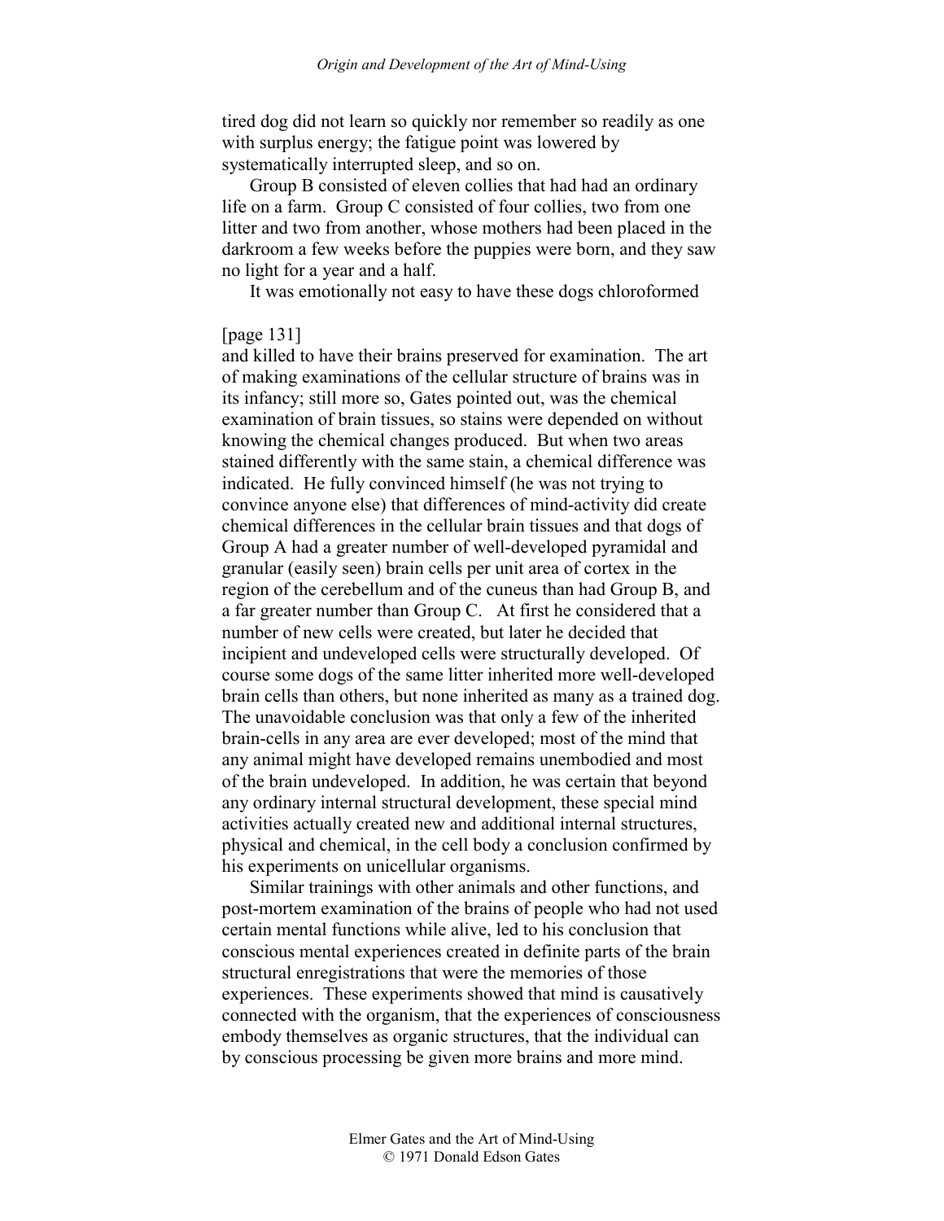tired dog did not learn so quickly nor remember so readily as one with surplus energy; the fatigue point was lowered by systematically interrupted sleep, and so on.

Group B consisted of eleven collies that had had an ordinary life on a farm. Group C consisted of four collies, two from one litter and two from another, whose mothers had been placed in the darkroom a few weeks before the puppies were born, and they saw no light for a year and a half.

It was emotionally not easy to have these dogs chloroformed

[page 131]

and killed to have their brains preserved for examination. The art of making examinations of the cellular structure of brains was in its infancy; still more so, Gates pointed out, was the chemical examination of brain tissues, so stains were depended on without knowing the chemical changes produced. But when two areas stained differently with the same stain, a chemical difference was indicated. He fully convinced himself (he was not trying to convince anyone else) that differences of mind-activity did create chemical differences in the cellular brain tissues and that dogs of Group A had a greater number of well-developed pyramidal and granular (easily seen) brain cells per unit area of cortex in the region of the cerebellum and of the cuneus than had Group B, and a far greater number than Group C. At first he considered that a number of new cells were created, but later he decided that incipient and undeveloped cells were structurally developed. Of course some dogs of the same litter inherited more well-developed brain cells than others, but none inherited as many as a trained dog. The unavoidable conclusion was that only a few of the inherited brain-cells in any area are ever developed; most of the mind that any animal might have developed remains unembodied and most of the brain undeveloped. In addition, he was certain that beyond any ordinary internal structural development, these special mind activities actually created new and additional internal structures, physical and chemical, in the cell body a conclusion confirmed by his experiments on unicellular organisms.

Similar trainings with other animals and other functions, and post-mortem examination of the brains of people who had not used certain mental functions while alive, led to his conclusion that conscious mental experiences created in definite parts of the brain structural enregistrations that were the memories of those experiences. These experiments showed that mind is causatively connected with the organism, that the experiences of consciousness embody themselves as organic structures, that the individual can by conscious processing be given more brains and more mind.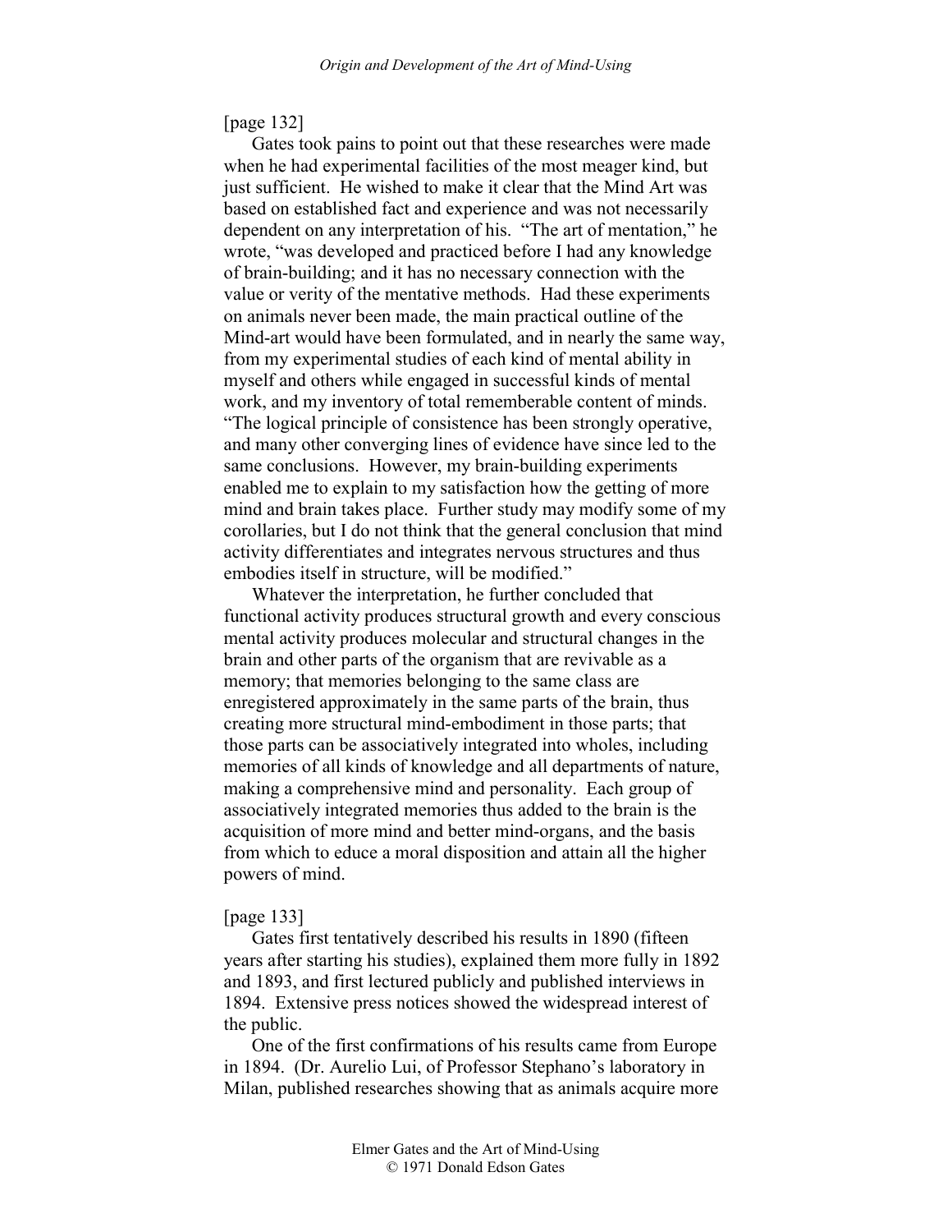[page 132]

Gates took pains to point out that these researches were made when he had experimental facilities of the most meager kind, but just sufficient. He wished to make it clear that the Mind Art was based on established fact and experience and was not necessarily dependent on any interpretation of his. "The art of mentation," he wrote, "was developed and practiced before I had any knowledge of brain-building; and it has no necessary connection with the value or verity of the mentative methods. Had these experiments on animals never been made, the main practical outline of the Mind-art would have been formulated, and in nearly the same way, from my experimental studies of each kind of mental ability in myself and others while engaged in successful kinds of mental work, and my inventory of total rememberable content of minds. "The logical principle of consistence has been strongly operative, and many other converging lines of evidence have since led to the same conclusions. However, my brain-building experiments enabled me to explain to my satisfaction how the getting of more mind and brain takes place. Further study may modify some of my corollaries, but I do not think that the general conclusion that mind activity differentiates and integrates nervous structures and thus embodies itself in structure, will be modified."

Whatever the interpretation, he further concluded that functional activity produces structural growth and every conscious mental activity produces molecular and structural changes in the brain and other parts of the organism that are revivable as a memory; that memories belonging to the same class are enregistered approximately in the same parts of the brain, thus creating more structural mind-embodiment in those parts; that those parts can be associatively integrated into wholes, including memories of all kinds of knowledge and all departments of nature, making a comprehensive mind and personality. Each group of associatively integrated memories thus added to the brain is the acquisition of more mind and better mind-organs, and the basis from which to educe a moral disposition and attain all the higher powers of mind.

[page 133]

Gates first tentatively described his results in 1890 (fifteen years after starting his studies), explained them more fully in 1892 and 1893, and first lectured publicly and published interviews in 1894. Extensive press notices showed the widespread interest of the public.

One of the first confirmations of his results came from Europe in 1894. (Dr. Aurelio Lui, of Professor Stephano's laboratory in Milan, published researches showing that as animals acquire more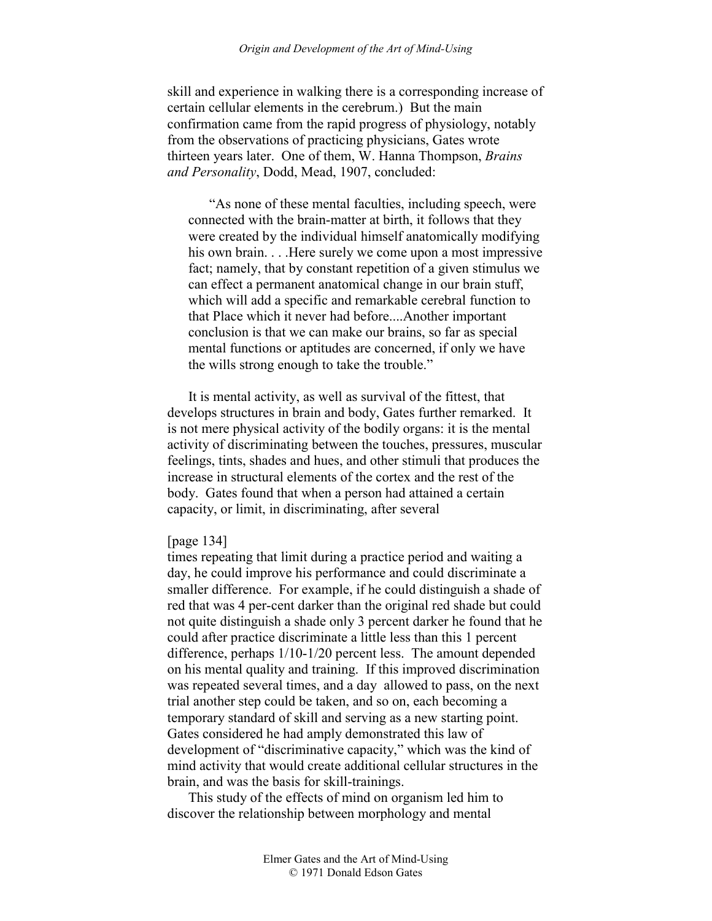skill and experience in walking there is a corresponding increase of certain cellular elements in the cerebrum.) But the main confirmation came from the rapid progress of physiology, notably from the observations of practicing physicians, Gates wrote thirteen years later. One of them, W. Hanna Thompson, *Brains and Personality*, Dodd, Mead, 1907, concluded:

> "As none of these mental faculties, including speech, were connected with the brain-matter at birth, it follows that they were created by the individual himself anatomically modifying his own brain. . . .Here surely we come upon a most impressive fact; namely, that by constant repetition of a given stimulus we can effect a permanent anatomical change in our brain stuff, which will add a specific and remarkable cerebral function to that Place which it never had before....Another important conclusion is that we can make our brains, so far as special mental functions or aptitudes are concerned, if only we have the wills strong enough to take the trouble."

It is mental activity, as well as survival of the fittest, that develops structures in brain and body, Gates further remarked. It is not mere physical activity of the bodily organs: it is the mental activity of discriminating between the touches, pressures, muscular feelings, tints, shades and hues, and other stimuli that produces the increase in structural elements of the cortex and the rest of the body. Gates found that when a person had attained a certain capacity, or limit, in discriminating, after several

[page 134]

times repeating that limit during a practice period and waiting a day, he could improve his performance and could discriminate a smaller difference. For example, if he could distinguish a shade of red that was 4 per-cent darker than the original red shade but could not quite distinguish a shade only 3 percent darker he found that he could after practice discriminate a little less than this 1 percent difference, perhaps 1/10-1/20 percent less. The amount depended on his mental quality and training. If this improved discrimination was repeated several times, and a day allowed to pass, on the next trial another step could be taken, and so on, each becoming a temporary standard of skill and serving as a new starting point. Gates considered he had amply demonstrated this law of development of "discriminative capacity," which was the kind of mind activity that would create additional cellular structures in the brain, and was the basis for skill-trainings.

This study of the effects of mind on organism led him to discover the relationship between morphology and mental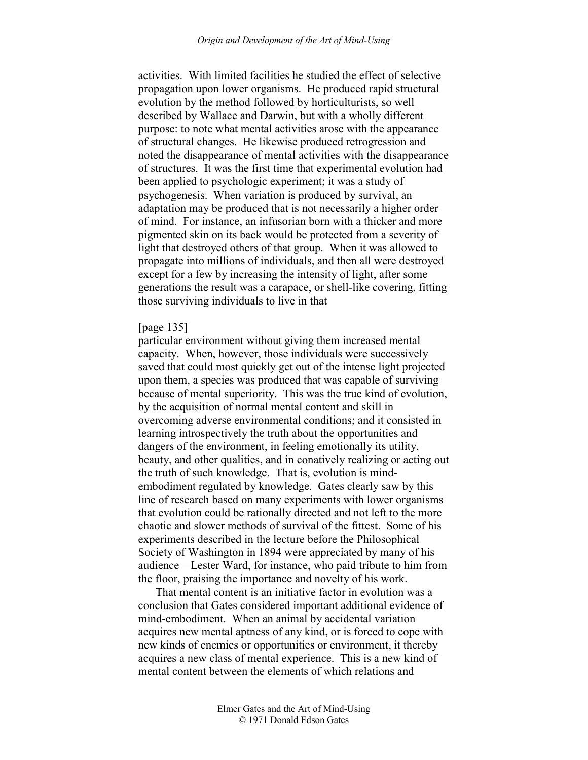activities. With limited facilities he studied the effect of selective propagation upon lower organisms. He produced rapid structural evolution by the method followed by horticulturists, so well described by Wallace and Darwin, but with a wholly different purpose: to note what mental activities arose with the appearance of structural changes. He likewise produced retrogression and noted the disappearance of mental activities with the disappearance of structures. It was the first time that experimental evolution had been applied to psychologic experiment; it was a study of psychogenesis. When variation is produced by survival, an adaptation may be produced that is not necessarily a higher order of mind. For instance, an infusorian born with a thicker and more pigmented skin on its back would be protected from a severity of light that destroyed others of that group. When it was allowed to propagate into millions of individuals, and then all were destroyed except for a few by increasing the intensity of light, after some generations the result was a carapace, or shell-like covering, fitting those surviving individuals to live in that

[page 135]
particular environment without giving them increased mental capacity. When, however, those individuals were successively saved that could most quickly get out of the intense light projected upon them, a species was produced that was capable of surviving because of mental superiority. This was the true kind of evolution, by the acquisition of normal mental content and skill in overcoming adverse environmental conditions; and it consisted in learning introspectively the truth about the opportunities and dangers of the environment, in feeling emotionally its utility, beauty, and other qualities, and in conatively realizing or acting out the truth of such knowledge. That is, evolution is mind-embodiment regulated by knowledge. Gates clearly saw by this line of research based on many experiments with lower organisms that evolution could be rationally directed and not left to the more chaotic and slower methods of survival of the fittest. Some of his experiments described in the lecture before the Philosophical Society of Washington in 1894 were appreciated by many of his audience—Lester Ward, for instance, who paid tribute to him from the floor, praising the importance and novelty of his work.

That mental content is an initiative factor in evolution was a conclusion that Gates considered important additional evidence of mind-embodiment. When an animal by accidental variation acquires new mental aptness of any kind, or is forced to cope with new kinds of enemies or opportunities or environment, it thereby acquires a new class of mental experience. This is a new kind of mental content between the elements of which relations and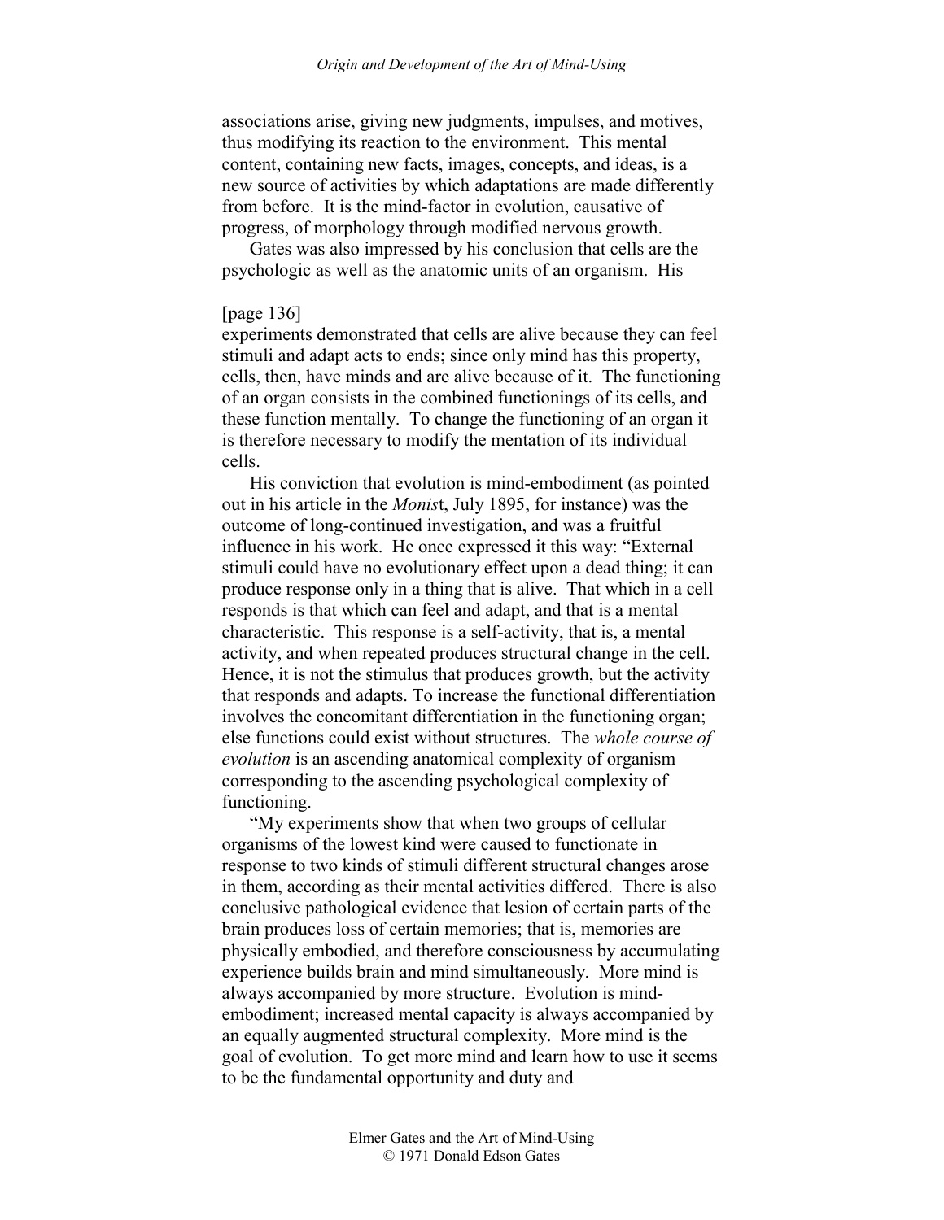associations arise, giving new judgments, impulses, and motives, thus modifying its reaction to the environment. This mental content, containing new facts, images, concepts, and ideas, is a new source of activities by which adaptations are made differently from before. It is the mind-factor in evolution, causative of progress, of morphology through modified nervous growth.

Gates was also impressed by his conclusion that cells are the psychologic as well as the anatomic units of an organism. His

[page 136]

experiments demonstrated that cells are alive because they can feel stimuli and adapt acts to ends; since only mind has this property, cells, then, have minds and are alive because of it. The functioning of an organ consists in the combined functionings of its cells, and these function mentally. To change the functioning of an organ it is therefore necessary to modify the mentation of its individual cells.

His conviction that evolution is mind-embodiment (as pointed out in his article in the *Monist*, July 1895, for instance) was the outcome of long-continued investigation, and was a fruitful influence in his work. He once expressed it this way: "External stimuli could have no evolutionary effect upon a dead thing; it can produce response only in a thing that is alive. That which in a cell responds is that which can feel and adapt, and that is a mental characteristic. This response is a self-activity, that is, a mental activity, and when repeated produces structural change in the cell. Hence, it is not the stimulus that produces growth, but the activity that responds and adapts. To increase the functional differentiation involves the concomitant differentiation in the functioning organ; else functions could exist without structures. The *whole course of evolution* is an ascending anatomical complexity of organism corresponding to the ascending psychological complexity of functioning.

"My experiments show that when two groups of cellular organisms of the lowest kind were caused to functionate in response to two kinds of stimuli different structural changes arose in them, according as their mental activities differed. There is also conclusive pathological evidence that lesion of certain parts of the brain produces loss of certain memories; that is, memories are physically embodied, and therefore consciousness by accumulating experience builds brain and mind simultaneously. More mind is always accompanied by more structure. Evolution is mind-embodiment; increased mental capacity is always accompanied by an equally augmented structural complexity. More mind is the goal of evolution. To get more mind and learn how to use it seems to be the fundamental opportunity and duty and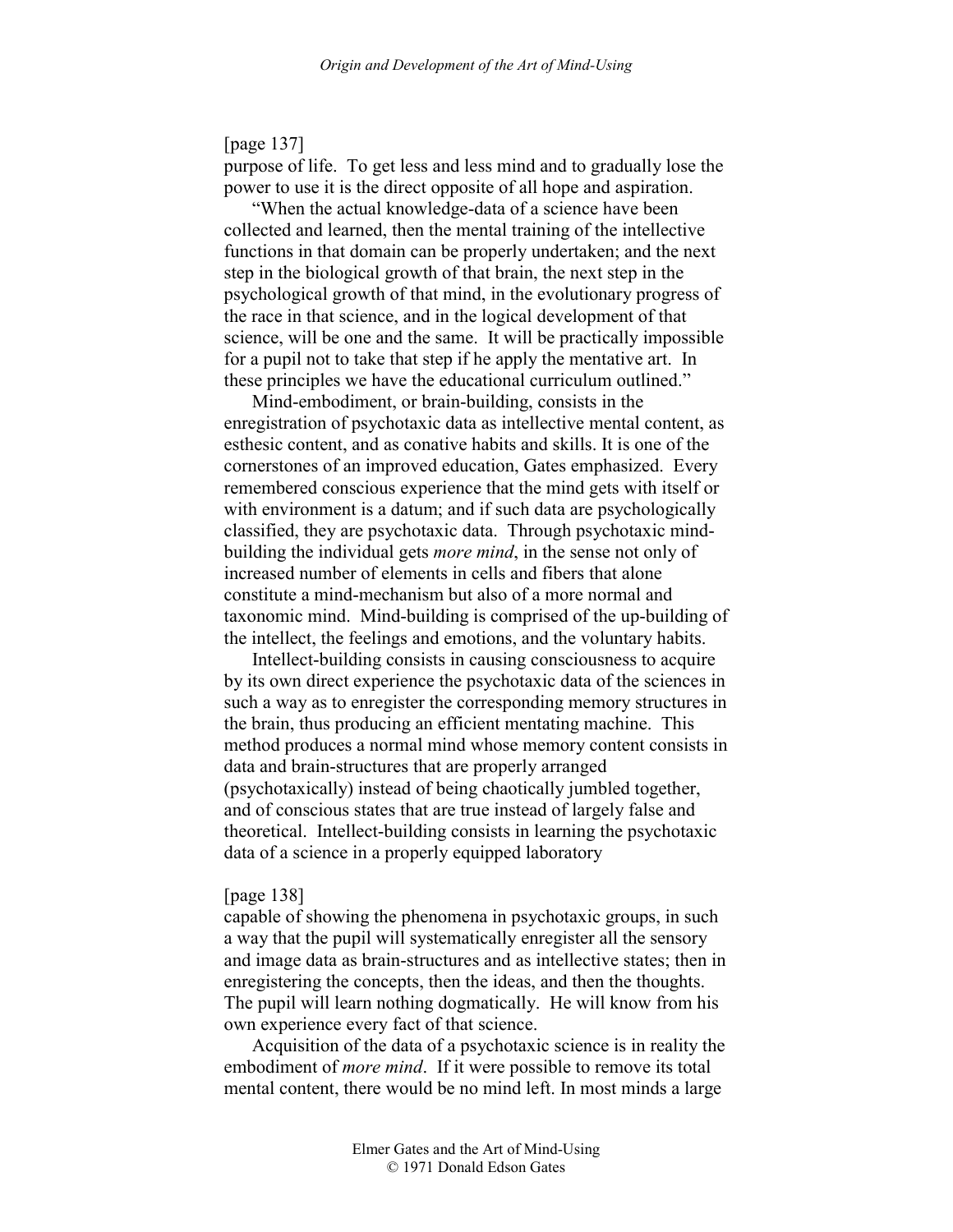[page 137]
purpose of life. To get less and less mind and to gradually lose the power to use it is the direct opposite of all hope and aspiration.

"When the actual knowledge-data of a science have been collected and learned, then the mental training of the intellective functions in that domain can be properly undertaken; and the next step in the biological growth of that brain, the next step in the psychological growth of that mind, in the evolutionary progress of the race in that science, and in the logical development of that science, will be one and the same. It will be practically impossible for a pupil not to take that step if he apply the mentative art. In these principles we have the educational curriculum outlined."

Mind-embodiment, or brain-building, consists in the enregistration of psychotaxic data as intellective mental content, as esthesic content, and as conative habits and skills. It is one of the cornerstones of an improved education, Gates emphasized. Every remembered conscious experience that the mind gets with itself or with environment is a datum; and if such data are psychologically classified, they are psychotaxic data. Through psychotaxic mind-building the individual gets *more mind*, in the sense not only of increased number of elements in cells and fibers that alone constitute a mind-mechanism but also of a more normal and taxonomic mind. Mind-building is comprised of the up-building of the intellect, the feelings and emotions, and the voluntary habits.

Intellect-building consists in causing consciousness to acquire by its own direct experience the psychotaxic data of the sciences in such a way as to enregister the corresponding memory structures in the brain, thus producing an efficient mentating machine. This method produces a normal mind whose memory content consists in data and brain-structures that are properly arranged (psychotaxically) instead of being chaotically jumbled together, and of conscious states that are true instead of largely false and theoretical. Intellect-building consists in learning the psychotaxic data of a science in a properly equipped laboratory

[page 138]
capable of showing the phenomena in psychotaxic groups, in such a way that the pupil will systematically enregister all the sensory and image data as brain-structures and as intellective states; then in enregistering the concepts, then the ideas, and then the thoughts. The pupil will learn nothing dogmatically. He will know from his own experience every fact of that science.

Acquisition of the data of a psychotaxic science is in reality the embodiment of *more mind*. If it were possible to remove its total mental content, there would be no mind left. In most minds a large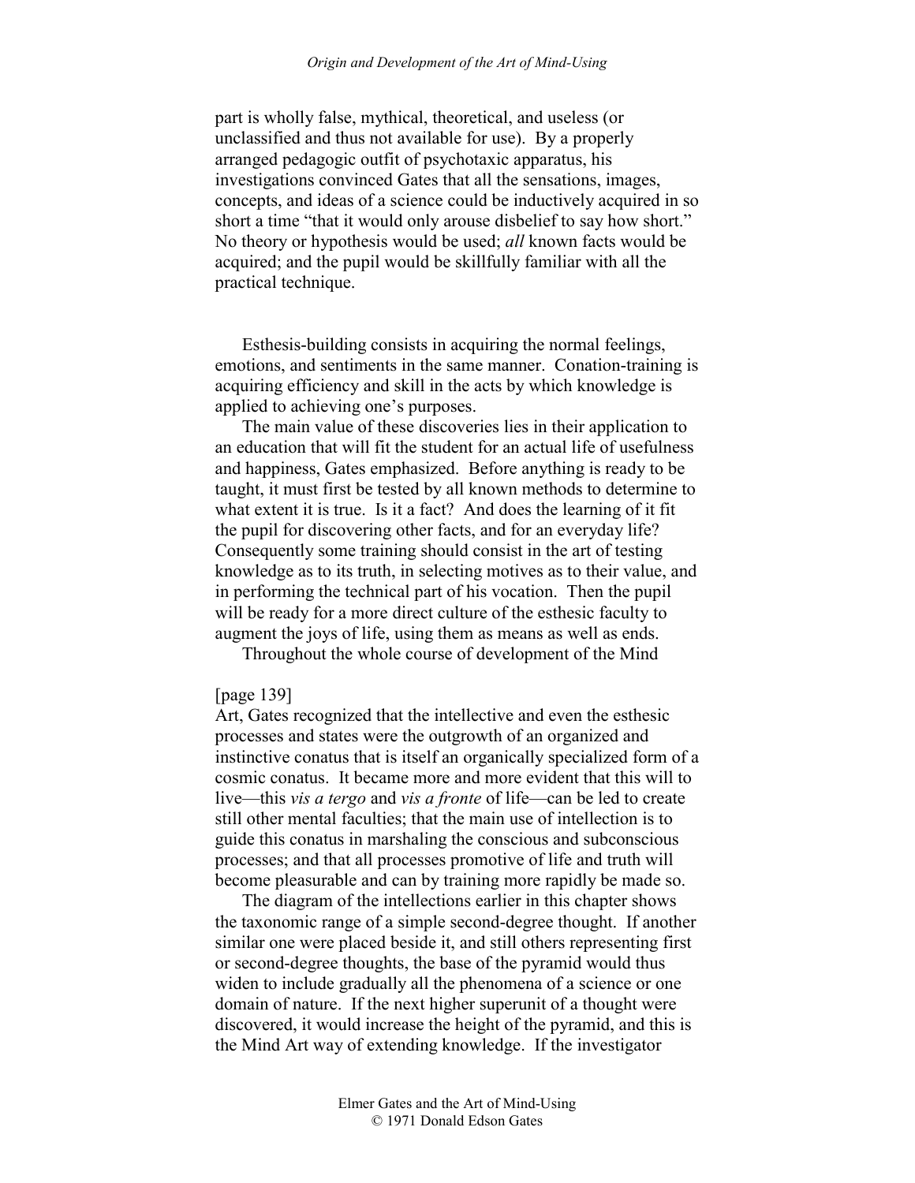part is wholly false, mythical, theoretical, and useless (or unclassified and thus not available for use). By a properly arranged pedagogic outfit of psychotaxic apparatus, his investigations convinced Gates that all the sensations, images, concepts, and ideas of a science could be inductively acquired in so short a time "that it would only arouse disbelief to say how short." No theory or hypothesis would be used; *all* known facts would be acquired; and the pupil would be skillfully familiar with all the practical technique.

Esthesis-building consists in acquiring the normal feelings, emotions, and sentiments in the same manner. Conation-training is acquiring efficiency and skill in the acts by which knowledge is applied to achieving one's purposes.

The main value of these discoveries lies in their application to an education that will fit the student for an actual life of usefulness and happiness, Gates emphasized. Before anything is ready to be taught, it must first be tested by all known methods to determine to what extent it is true. Is it a fact? And does the learning of it fit the pupil for discovering other facts, and for an everyday life? Consequently some training should consist in the art of testing knowledge as to its truth, in selecting motives as to their value, and in performing the technical part of his vocation. Then the pupil will be ready for a more direct culture of the esthesic faculty to augment the joys of life, using them as means as well as ends.

Throughout the whole course of development of the Mind

[page 139]

Art, Gates recognized that the intellective and even the esthesic processes and states were the outgrowth of an organized and instinctive conatus that is itself an organically specialized form of a cosmic conatus. It became more and more evident that this will to live—this *vis a tergo* and *vis a fronte* of life—can be led to create still other mental faculties; that the main use of intellection is to guide this conatus in marshaling the conscious and subconscious processes; and that all processes promotive of life and truth will become pleasurable and can by training more rapidly be made so.

The diagram of the intellections earlier in this chapter shows the taxonomic range of a simple second-degree thought. If another similar one were placed beside it, and still others representing first or second-degree thoughts, the base of the pyramid would thus widen to include gradually all the phenomena of a science or one domain of nature. If the next higher superunit of a thought were discovered, it would increase the height of the pyramid, and this is the Mind Art way of extending knowledge. If the investigator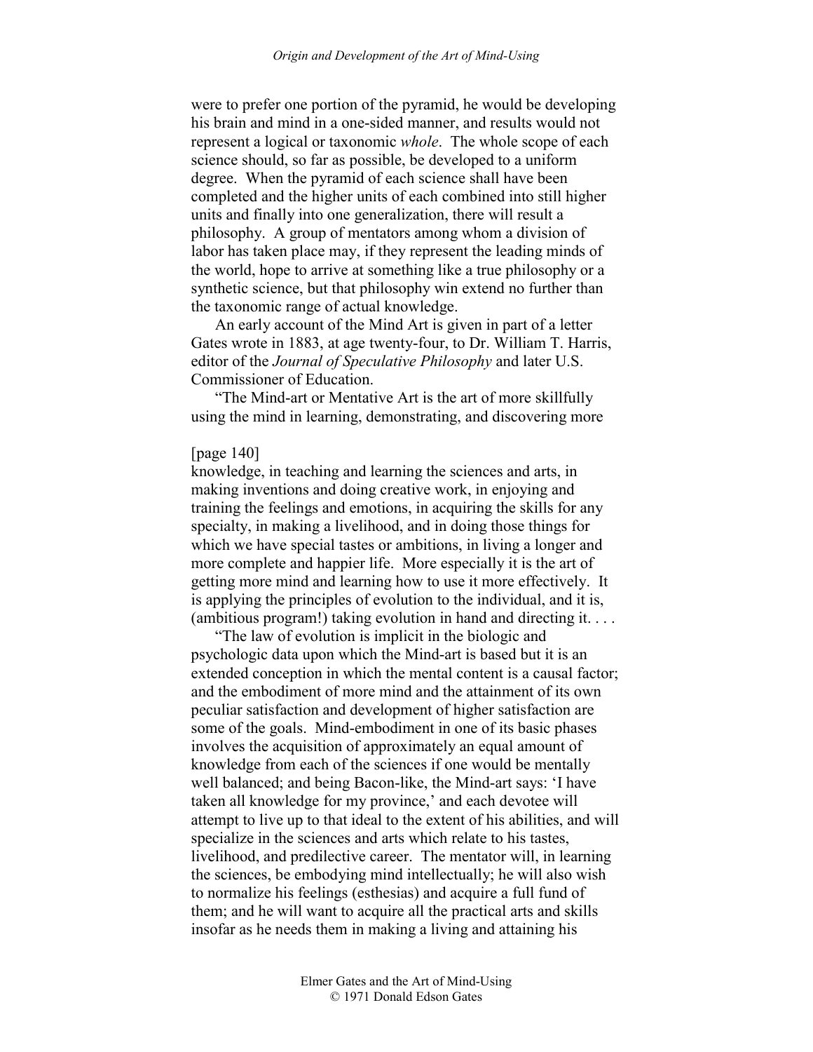were to prefer one portion of the pyramid, he would be developing his brain and mind in a one-sided manner, and results would not represent a logical or taxonomic *whole*. The whole scope of each science should, so far as possible, be developed to a uniform degree. When the pyramid of each science shall have been completed and the higher units of each combined into still higher units and finally into one generalization, there will result a philosophy. A group of mentators among whom a division of labor has taken place may, if they represent the leading minds of the world, hope to arrive at something like a true philosophy or a synthetic science, but that philosophy win extend no further than the taxonomic range of actual knowledge.

An early account of the Mind Art is given in part of a letter Gates wrote in 1883, at age twenty-four, to Dr. William T. Harris, editor of the *Journal of Speculative Philosophy* and later U.S. Commissioner of Education.

"The Mind-art or Mentative Art is the art of more skillfully using the mind in learning, demonstrating, and discovering more

[page 140]

knowledge, in teaching and learning the sciences and arts, in making inventions and doing creative work, in enjoying and training the feelings and emotions, in acquiring the skills for any specialty, in making a livelihood, and in doing those things for which we have special tastes or ambitions, in living a longer and more complete and happier life. More especially it is the art of getting more mind and learning how to use it more effectively. It is applying the principles of evolution to the individual, and it is, (ambitious program!) taking evolution in hand and directing it. . . .

"The law of evolution is implicit in the biologic and psychologic data upon which the Mind-art is based but it is an extended conception in which the mental content is a causal factor; and the embodiment of more mind and the attainment of its own peculiar satisfaction and development of higher satisfaction are some of the goals. Mind-embodiment in one of its basic phases involves the acquisition of approximately an equal amount of knowledge from each of the sciences if one would be mentally well balanced; and being Bacon-like, the Mind-art says: 'I have taken all knowledge for my province,' and each devotee will attempt to live up to that ideal to the extent of his abilities, and will specialize in the sciences and arts which relate to his tastes, livelihood, and predilective career. The mentator will, in learning the sciences, be embodying mind intellectually; he will also wish to normalize his feelings (esthesias) and acquire a full fund of them; and he will want to acquire all the practical arts and skills insofar as he needs them in making a living and attaining his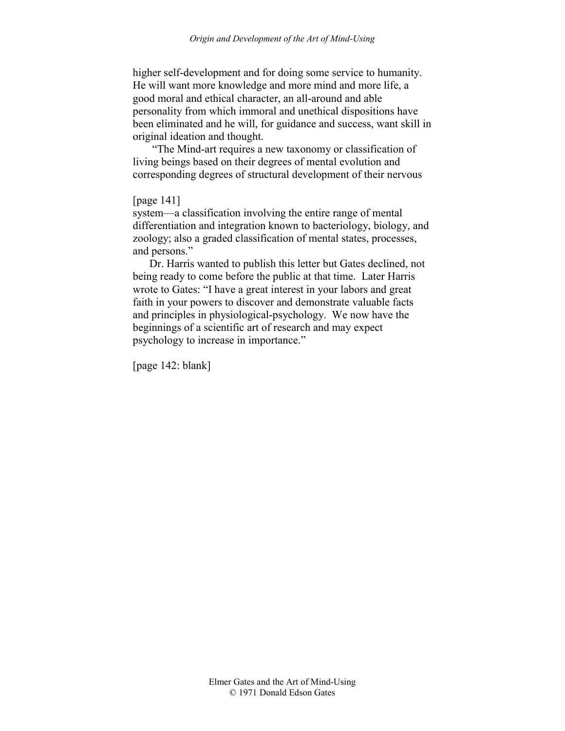higher self-development and for doing some service to humanity. He will want more knowledge and more mind and more life, a good moral and ethical character, an all-around and able personality from which immoral and unethical dispositions have been eliminated and he will, for guidance and success, want skill in original ideation and thought.

"The Mind-art requires a new taxonomy or classification of living beings based on their degrees of mental evolution and corresponding degrees of structural development of their nervous

[page 141]

system—a classification involving the entire range of mental differentiation and integration known to bacteriology, biology, and zoology; also a graded classification of mental states, processes, and persons."

Dr. Harris wanted to publish this letter but Gates declined, not being ready to come before the public at that time. Later Harris wrote to Gates: "I have a great interest in your labors and great faith in your powers to discover and demonstrate valuable facts and principles in physiological-psychology. We now have the beginnings of a scientific art of research and may expect psychology to increase in importance."

[page 142: blank]